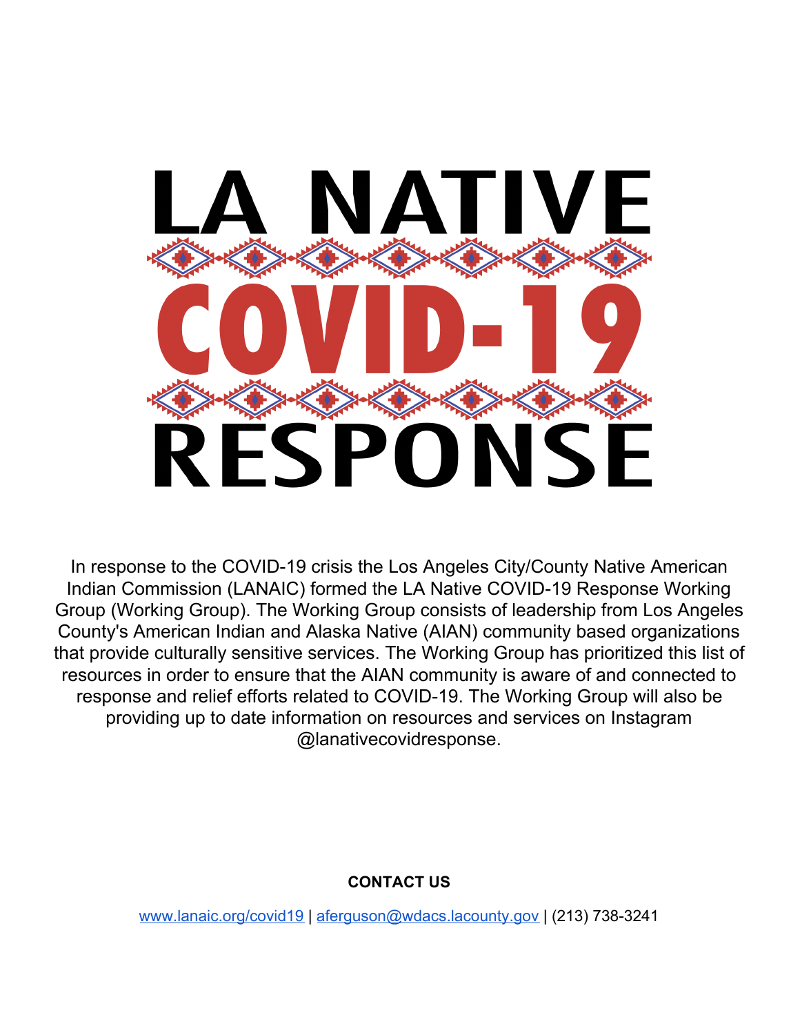# LA NATIVE COVID-19 RESPONSE

In response to the COVID-19 crisis the Los Angeles City/County Native American Indian Commission (LANAIC) formed the LA Native COVID-19 Response Working Group (Working Group). The Working Group consists of leadership from Los Angeles County's American Indian and Alaska Native (AIAN) community based organizations that provide culturally sensitive services. The Working Group has prioritized this list of resources in order to ensure that the AIAN community is aware of and connected to response and relief efforts related to COVID-19. The Working Group will also be providing up to date information on resources and services on Instagram @lanativecovidresponse.

**CONTACT US**

www.lanaic.org/covid19 | aferguson@wdacs.lacounty.gov | (213) 738-3241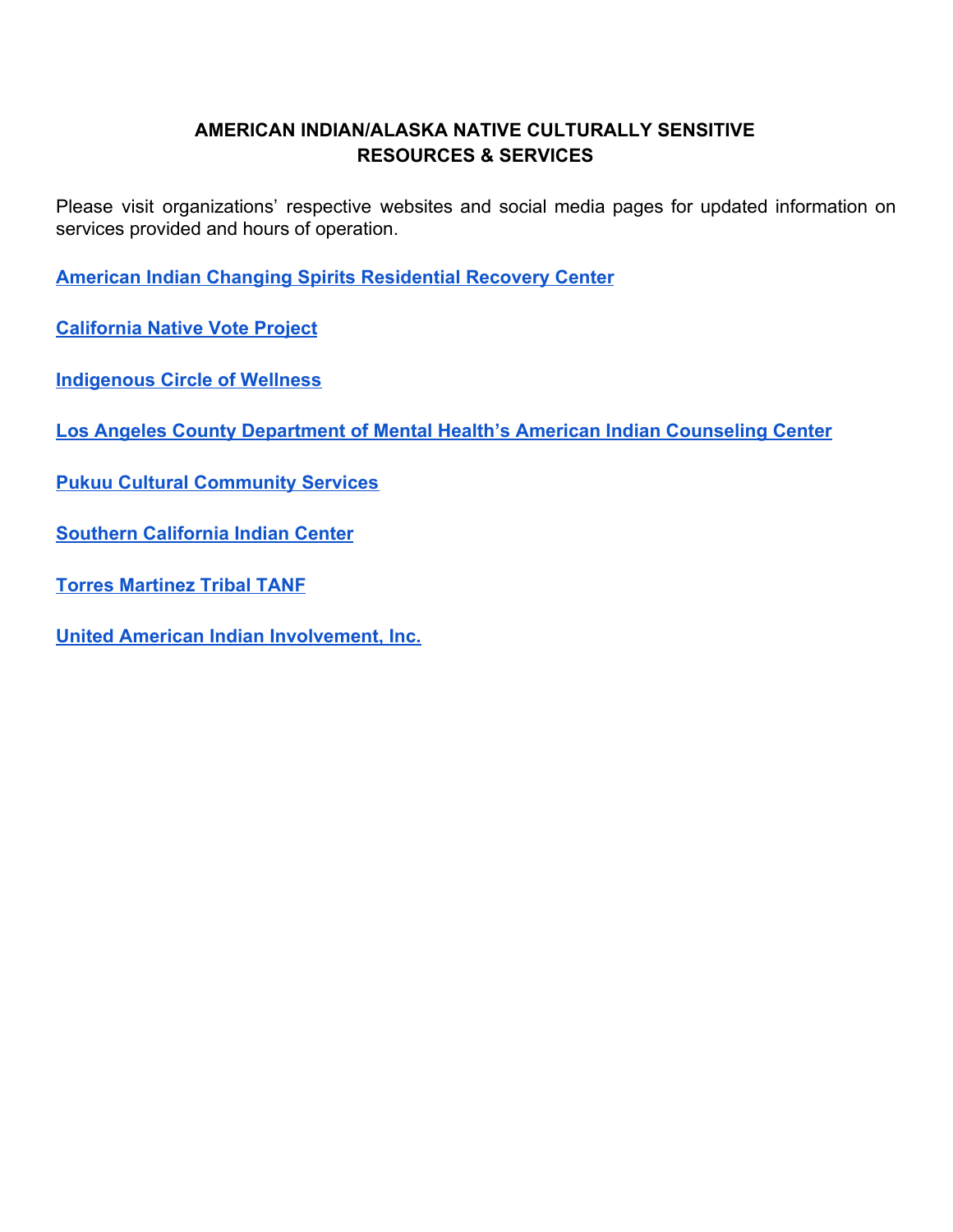## AMERICAN INDIAN/ALASKA NATIVE CULTURALLY SENSITIVE RESOURCES & SERVICES

Please visit organizations' respective websites and social media pages for updated information on services provided and hours of operation.

**American Indian Changing Spirits Residential Recovery Center**

**California Native Vote Project**

**Indigenous Circle of Wellness**

**Los Angeles County Department of Mental Health's American Indian Counseling Center**

**Pukuu Cultural Community Services**

**Southern California Indian Center**

**Torres Martinez Tribal TANF**

**United American Indian Involvement, Inc.**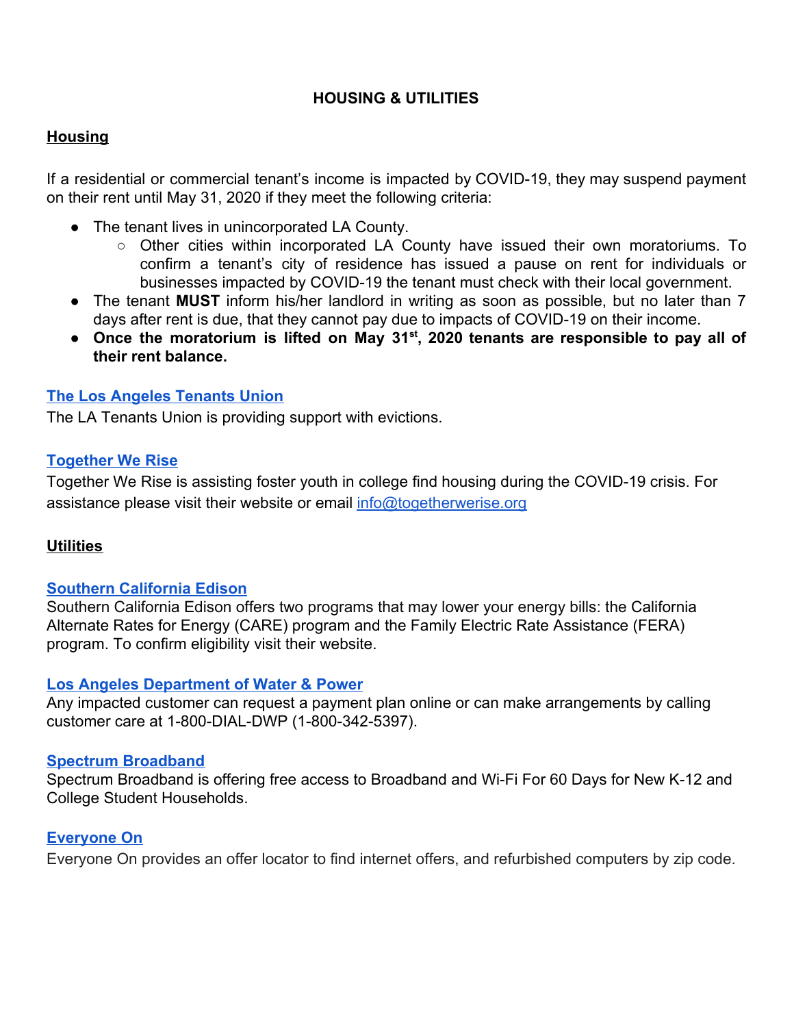# HOUSING & UTILITIES

## Housing

If a residential or commercial tenant's income is impacted by COVID-19, they may suspend payment on their rent until May 31, 2020 if they meet the following criteria:

- The tenant lives in unincorporated LA County.
  - Other cities within incorporated LA County have issued their own moratoriums. To confirm a tenant's city of residence has issued a pause on rent for individuals or businesses impacted by COVID-19 the tenant must check with their local government.
- The tenant **MUST** inform his/her landlord in writing as soon as possible, but no later than 7 days after rent is due, that they cannot pay due to impacts of COVID-19 on their income.
- **Once the moratorium is lifted on May 31st, 2020 tenants are responsible to pay all of their rent balance.**

### The Los Angeles Tenants Union

The LA Tenants Union is providing support with evictions.

### Together We Rise

Together We Rise is assisting foster youth in college find housing during the COVID-19 crisis. For assistance please visit their website or email info@togetherwerise.org

## Utilities

### Southern California Edison

Southern California Edison offers two programs that may lower your energy bills: the California Alternate Rates for Energy (CARE) program and the Family Electric Rate Assistance (FERA) program. To confirm eligibility visit their website.

### Los Angeles Department of Water & Power

Any impacted customer can request a payment plan online or can make arrangements by calling customer care at 1-800-DIAL-DWP (1-800-342-5397).

### Spectrum Broadband

Spectrum Broadband is offering free access to Broadband and Wi-Fi For 60 Days for New K-12 and College Student Households.

### Everyone On

Everyone On provides an offer locator to find internet offers, and refurbished computers by zip code.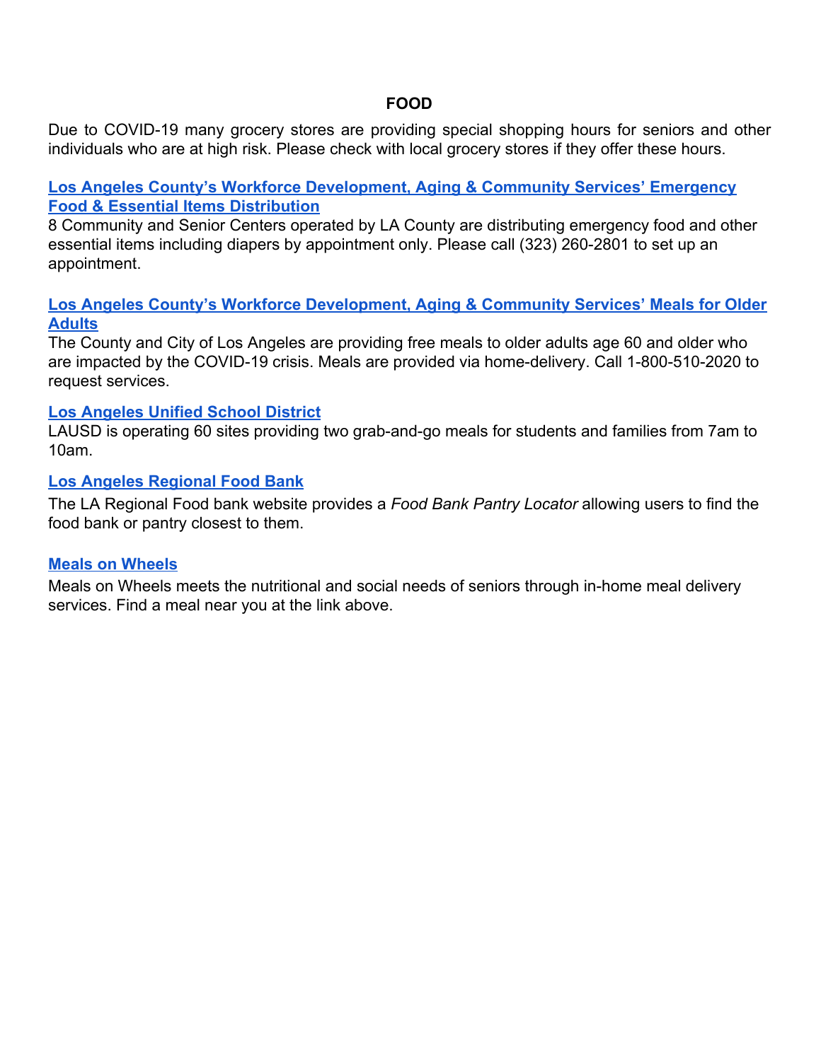## FOOD

Due to COVID-19 many grocery stores are providing special shopping hours for seniors and other individuals who are at high risk. Please check with local grocery stores if they offer these hours.

**Los Angeles County's Workforce Development, Aging & Community Services' Emergency Food & Essential Items Distribution**

8 Community and Senior Centers operated by LA County are distributing emergency food and other essential items including diapers by appointment only. Please call (323) 260-2801 to set up an appointment.

**Los Angeles County's Workforce Development, Aging & Community Services' Meals for Older Adults**

The County and City of Los Angeles are providing free meals to older adults age 60 and older who are impacted by the COVID-19 crisis. Meals are provided via home-delivery. Call 1-800-510-2020 to request services.

**Los Angeles Unified School District**

LAUSD is operating 60 sites providing two grab-and-go meals for students and families from 7am to 10am.

**Los Angeles Regional Food Bank**

The LA Regional Food bank website provides a *Food Bank Pantry Locator* allowing users to find the food bank or pantry closest to them.

**Meals on Wheels**

Meals on Wheels meets the nutritional and social needs of seniors through in-home meal delivery services. Find a meal near you at the link above.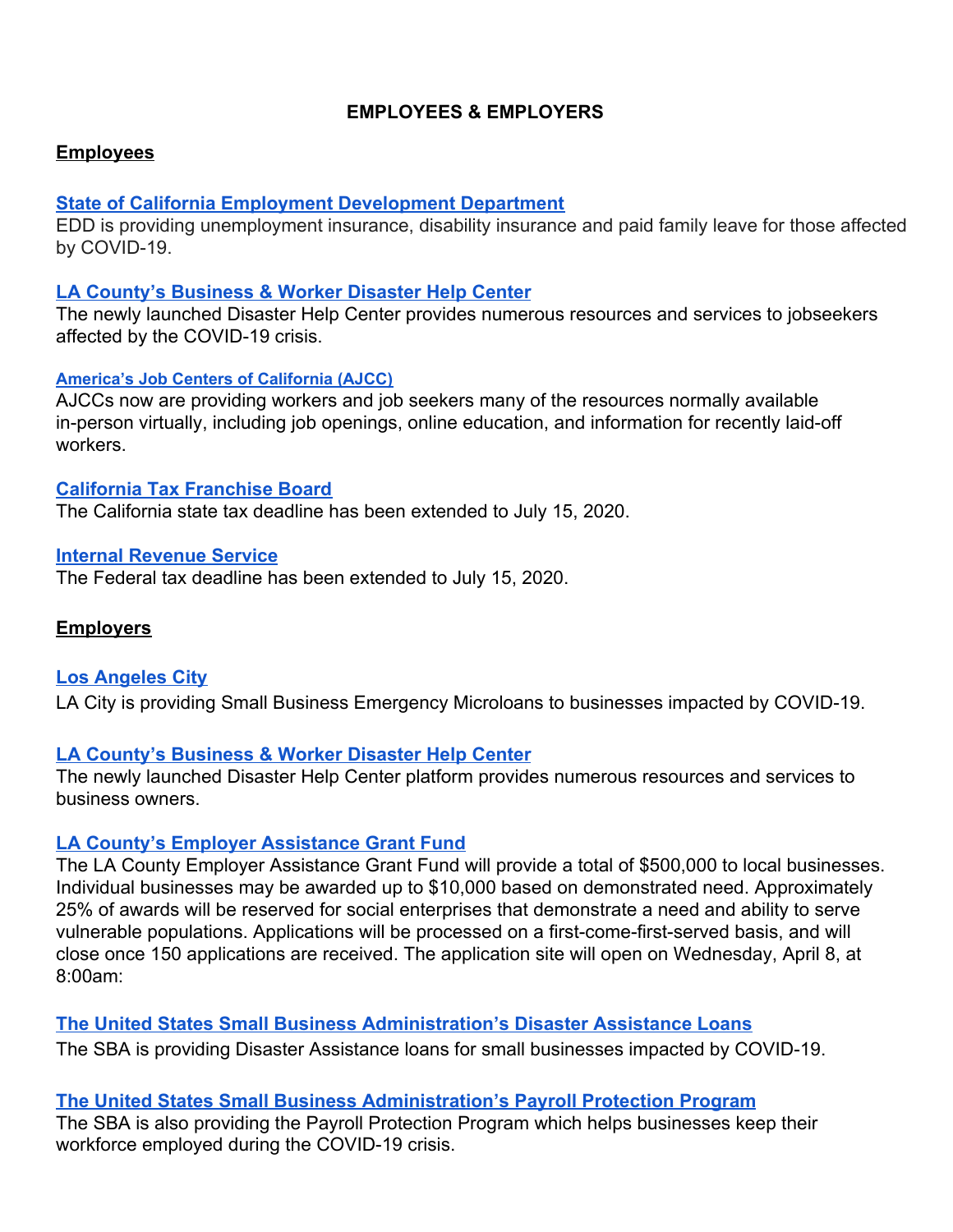# EMPLOYEES & EMPLOYERS

## Employees

**State of California Employment Development Department**
EDD is providing unemployment insurance, disability insurance and paid family leave for those affected by COVID-19.

**LA County's Business & Worker Disaster Help Center**
The newly launched Disaster Help Center provides numerous resources and services to jobseekers affected by the COVID-19 crisis.

**America's Job Centers of California (AJCC)**
AJCCs now are providing workers and job seekers many of the resources normally available in-person virtually, including job openings, online education, and information for recently laid-off workers.

**California Tax Franchise Board**
The California state tax deadline has been extended to July 15, 2020.

**Internal Revenue Service**
The Federal tax deadline has been extended to July 15, 2020.

## Employers

**Los Angeles City**
LA City is providing Small Business Emergency Microloans to businesses impacted by COVID-19.

**LA County's Business & Worker Disaster Help Center**
The newly launched Disaster Help Center platform provides numerous resources and services to business owners.

**LA County's Employer Assistance Grant Fund**
The LA County Employer Assistance Grant Fund will provide a total of $500,000 to local businesses. Individual businesses may be awarded up to $10,000 based on demonstrated need. Approximately 25% of awards will be reserved for social enterprises that demonstrate a need and ability to serve vulnerable populations. Applications will be processed on a first-come-first-served basis, and will close once 150 applications are received. The application site will open on Wednesday, April 8, at 8:00am:

**The United States Small Business Administration's Disaster Assistance Loans**
The SBA is providing Disaster Assistance loans for small businesses impacted by COVID-19.

**The United States Small Business Administration's Payroll Protection Program**
The SBA is also providing the Payroll Protection Program which helps businesses keep their workforce employed during the COVID-19 crisis.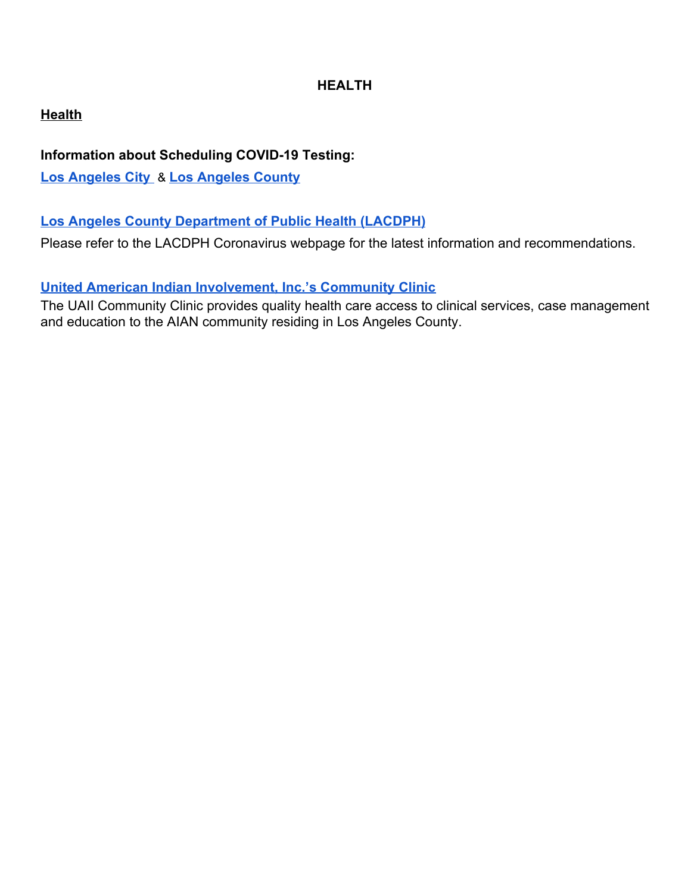# HEALTH

## Health

**Information about Scheduling COVID-19 Testing:**

**Los Angeles City** & **Los Angeles County**

### Los Angeles County Department of Public Health (LACDPH)

Please refer to the LACDPH Coronavirus webpage for the latest information and recommendations.

### United American Indian Involvement, Inc.'s Community Clinic

The UAII Community Clinic provides quality health care access to clinical services, case management and education to the AIAN community residing in Los Angeles County.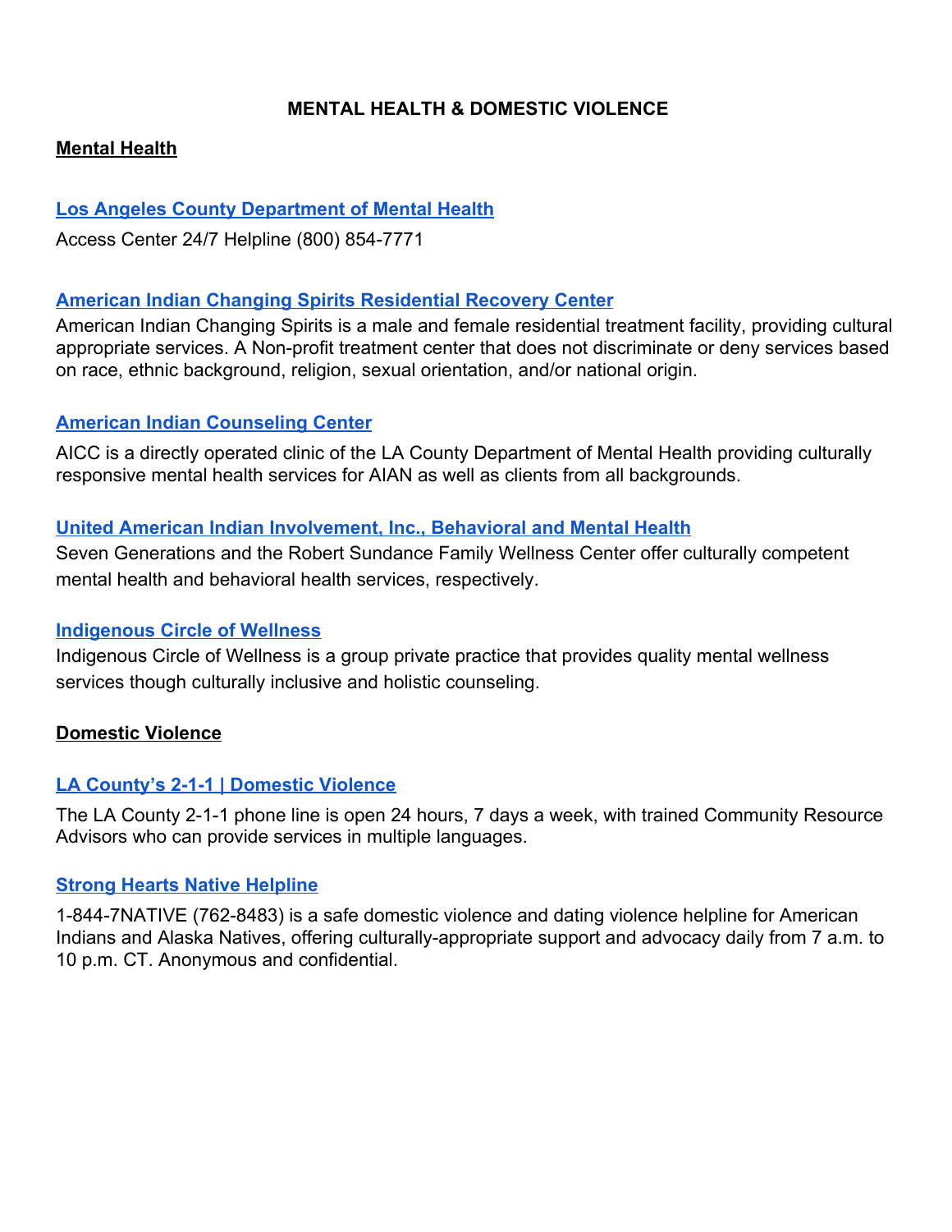# MENTAL HEALTH & DOMESTIC VIOLENCE

## Mental Health

### Los Angeles County Department of Mental Health

Access Center 24/7 Helpline (800) 854-7771

### American Indian Changing Spirits Residential Recovery Center

American Indian Changing Spirits is a male and female residential treatment facility, providing cultural appropriate services. A Non-profit treatment center that does not discriminate or deny services based on race, ethnic background, religion, sexual orientation, and/or national origin.

### American Indian Counseling Center

AICC is a directly operated clinic of the LA County Department of Mental Health providing culturally responsive mental health services for AIAN as well as clients from all backgrounds.

### United American Indian Involvement, Inc., Behavioral and Mental Health

Seven Generations and the Robert Sundance Family Wellness Center offer culturally competent mental health and behavioral health services, respectively.

### Indigenous Circle of Wellness

Indigenous Circle of Wellness is a group private practice that provides quality mental wellness services though culturally inclusive and holistic counseling.

## Domestic Violence

### LA County's 2-1-1 | Domestic Violence

The LA County 2-1-1 phone line is open 24 hours, 7 days a week, with trained Community Resource Advisors who can provide services in multiple languages.

### Strong Hearts Native Helpline

1-844-7NATIVE (762-8483) is a safe domestic violence and dating violence helpline for American Indians and Alaska Natives, offering culturally-appropriate support and advocacy daily from 7 a.m. to 10 p.m. CT. Anonymous and confidential.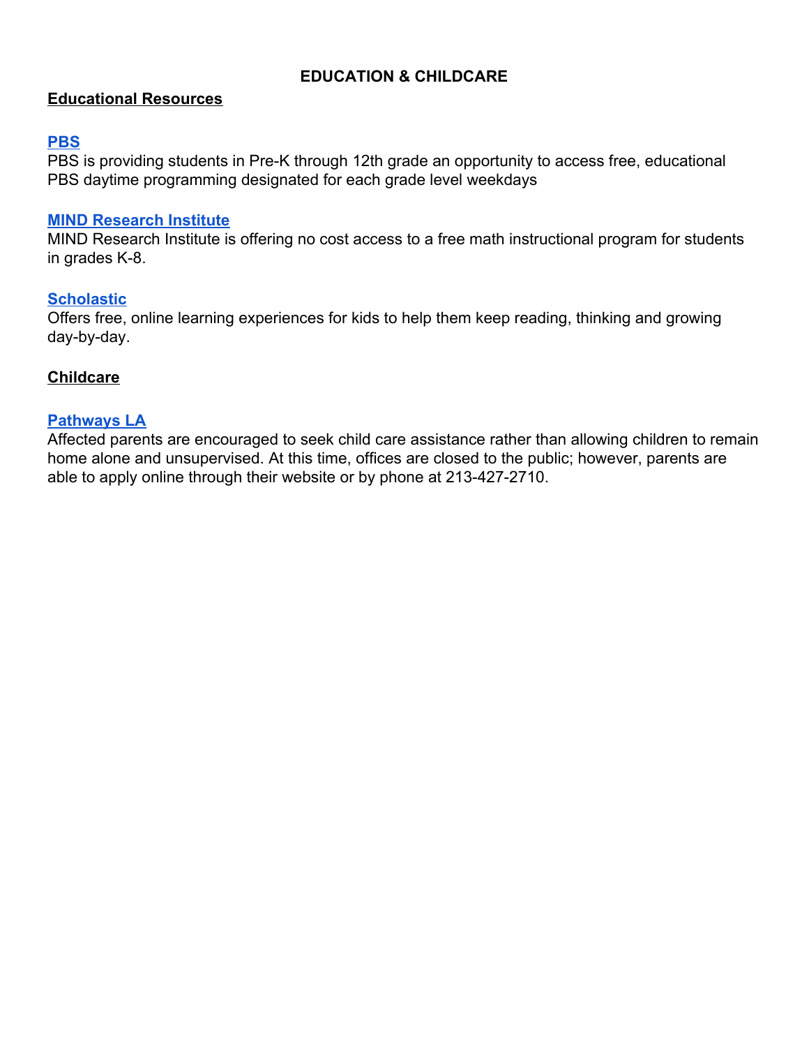## EDUCATION & CHILDCARE

### Educational Resources

**PBS**

PBS is providing students in Pre-K through 12th grade an opportunity to access free, educational PBS daytime programming designated for each grade level weekdays

**MIND Research Institute**

MIND Research Institute is offering no cost access to a free math instructional program for students in grades K-8.

**Scholastic**

Offers free, online learning experiences for kids to help them keep reading, thinking and growing day-by-day.

### Childcare

**Pathways LA**

Affected parents are encouraged to seek child care assistance rather than allowing children to remain home alone and unsupervised. At this time, offices are closed to the public; however, parents are able to apply online through their website or by phone at 213-427-2710.